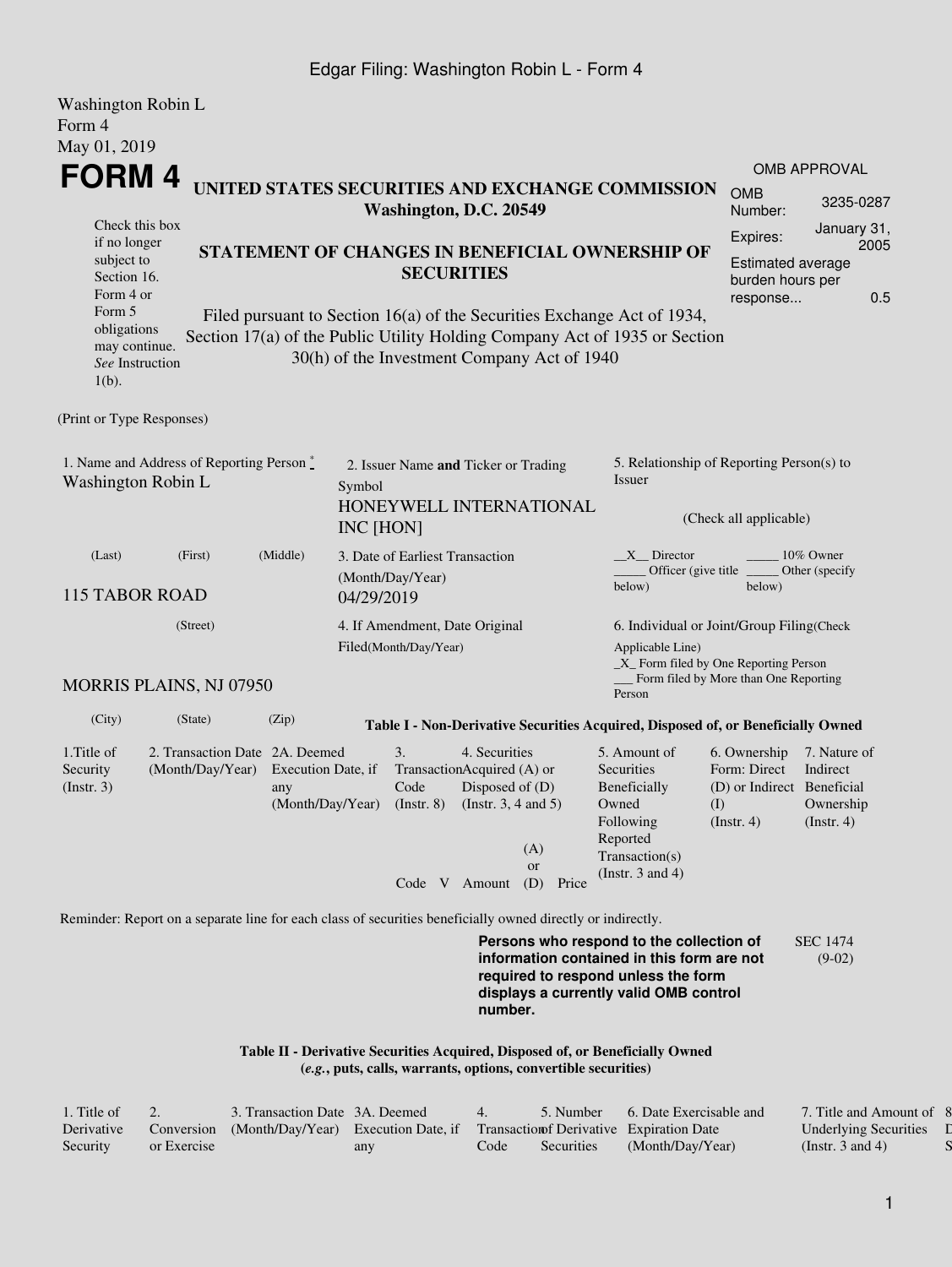Edgar Filing: Washington Robin L - Form 4

Washington Robin L
Form 4
May 01, 2019

# FORM 4

**UNITED STATES SECURITIES AND EXCHANGE COMMISSION**
**Washington, D.C. 20549**

| OMB APPROVAL | |
|---|---|
| OMB Number: | 3235-0287 |
| Expires: | January 31, 2005 |
| Estimated average burden hours per response... | 0.5 |

Check this box if no longer subject to Section 16. Form 4 or Form 5 obligations may continue. *See* Instruction 1(b).

## STATEMENT OF CHANGES IN BENEFICIAL OWNERSHIP OF SECURITIES

Filed pursuant to Section 16(a) of the Securities Exchange Act of 1934, Section 17(a) of the Public Utility Holding Company Act of 1935 or Section 30(h) of the Investment Company Act of 1940

(Print or Type Responses)

1. Name and Address of Reporting Person *
Washington Robin L

(Last) (First) (Middle)

115 TABOR ROAD

(Street)

MORRIS PLAINS, NJ 07950

(City) (State) (Zip)

2. Issuer Name **and** Ticker or Trading Symbol
HONEYWELL INTERNATIONAL INC [HON]

3. Date of Earliest Transaction (Month/Day/Year)
04/29/2019

4. If Amendment, Date Original Filed(Month/Day/Year)

5. Relationship of Reporting Person(s) to Issuer

(Check all applicable)

__X__ Director _____ 10% Owner
_____ Officer (give title below) _____ Other (specify below)

6. Individual or Joint/Group Filing(Check Applicable Line)
_X_ Form filed by One Reporting Person
___ Form filed by More than One Reporting Person

**Table I - Non-Derivative Securities Acquired, Disposed of, or Beneficially Owned**

| 1.Title of Security (Instr. 3) | 2. Transaction Date (Month/Day/Year) | 2A. Deemed Execution Date, if any (Month/Day/Year) | 3. Transaction Code (Instr. 8) | | 4. Securities Acquired (A) or Disposed of (D) (Instr. 3, 4 and 5) | | | 5. Amount of Securities Beneficially Owned Following Reported Transaction(s) (Instr. 3 and 4) | 6. Ownership Form: Direct (D) or Indirect (I) (Instr. 4) | 7. Nature of Indirect Beneficial Ownership (Instr. 4) |
|---|---|---|---|---|---|---|---|---|---|---|
| | | | Code | V | Amount | (A) or (D) | Price | | | |

Reminder: Report on a separate line for each class of securities beneficially owned directly or indirectly.

**Persons who respond to the collection of information contained in this form are not required to respond unless the form displays a currently valid OMB control number.**

SEC 1474 (9-02)

**Table II - Derivative Securities Acquired, Disposed of, or Beneficially Owned**
**(*e.g.*, puts, calls, warrants, options, convertible securities)**

| 1. Title of Derivative Security | 2. Conversion or Exercise | 3. Transaction Date (Month/Day/Year) | 3A. Deemed Execution Date, if any | 4. Transaction Code | 5. Number of Derivative Securities | 6. Date Exercisable and Expiration Date (Month/Day/Year) | 7. Title and Amount of Underlying Securities (Instr. 3 and 4) |
|---|---|---|---|---|---|---|---|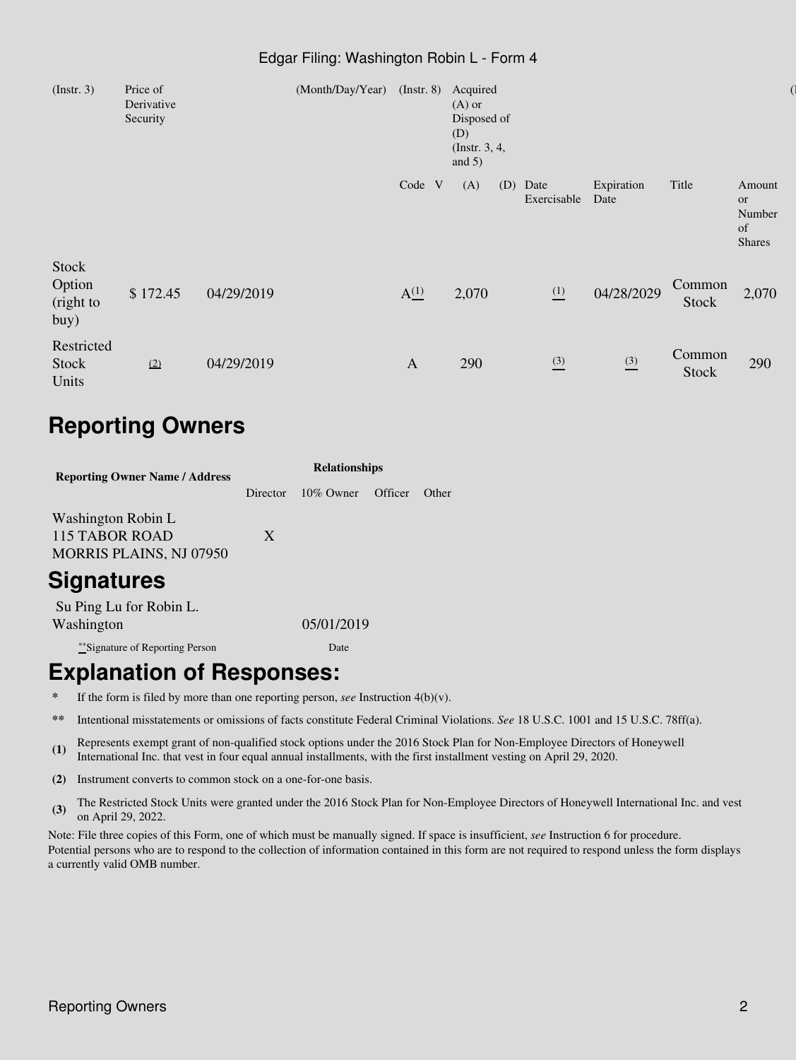| (Instr. 3) | Price of Derivative Security | (Month/Day/Year) | | (Instr. 8) | | Acquired (A) or Disposed of (D) (Instr. 3, 4, and 5) | | | | | |
|---|---|---|---|---|---|---|---|---|---|---|---|
| | | | | Code | V | (A) | (D) | Date Exercisable | Expiration Date | Title | Amount or Number of Shares |
| Stock Option (right to buy) | $ 172.45 | 04/29/2019 | | A (1) | | 2,070 | | (1) | 04/28/2029 | Common Stock | 2,070 |
| Restricted Stock Units | (2) | 04/29/2019 | | A | | 290 | | (3) | (3) | Common Stock | 290 |

## Reporting Owners

| Reporting Owner Name / Address | Relationships | | | |
|---|---|---|---|---|
| | Director | 10% Owner | Officer | Other |
| Washington Robin L<br>115 TABOR ROAD<br>MORRIS PLAINS, NJ 07950 | X | | | |

## Signatures

| | |
|---|---|
| Su Ping Lu for Robin L. Washington | 05/01/2019 |
| **Signature of Reporting Person | Date |

## Explanation of Responses:

- \* If the form is filed by more than one reporting person, *see* Instruction 4(b)(v).
- \*\* Intentional misstatements or omissions of facts constitute Federal Criminal Violations. *See* 18 U.S.C. 1001 and 15 U.S.C. 78ff(a).
- **(1)** Represents exempt grant of non-qualified stock options under the 2016 Stock Plan for Non-Employee Directors of Honeywell International Inc. that vest in four equal annual installments, with the first installment vesting on April 29, 2020.
- **(2)** Instrument converts to common stock on a one-for-one basis.
- **(3)** The Restricted Stock Units were granted under the 2016 Stock Plan for Non-Employee Directors of Honeywell International Inc. and vest on April 29, 2022.

Note: File three copies of this Form, one of which must be manually signed. If space is insufficient, *see* Instruction 6 for procedure.
Potential persons who are to respond to the collection of information contained in this form are not required to respond unless the form displays a currently valid OMB number.